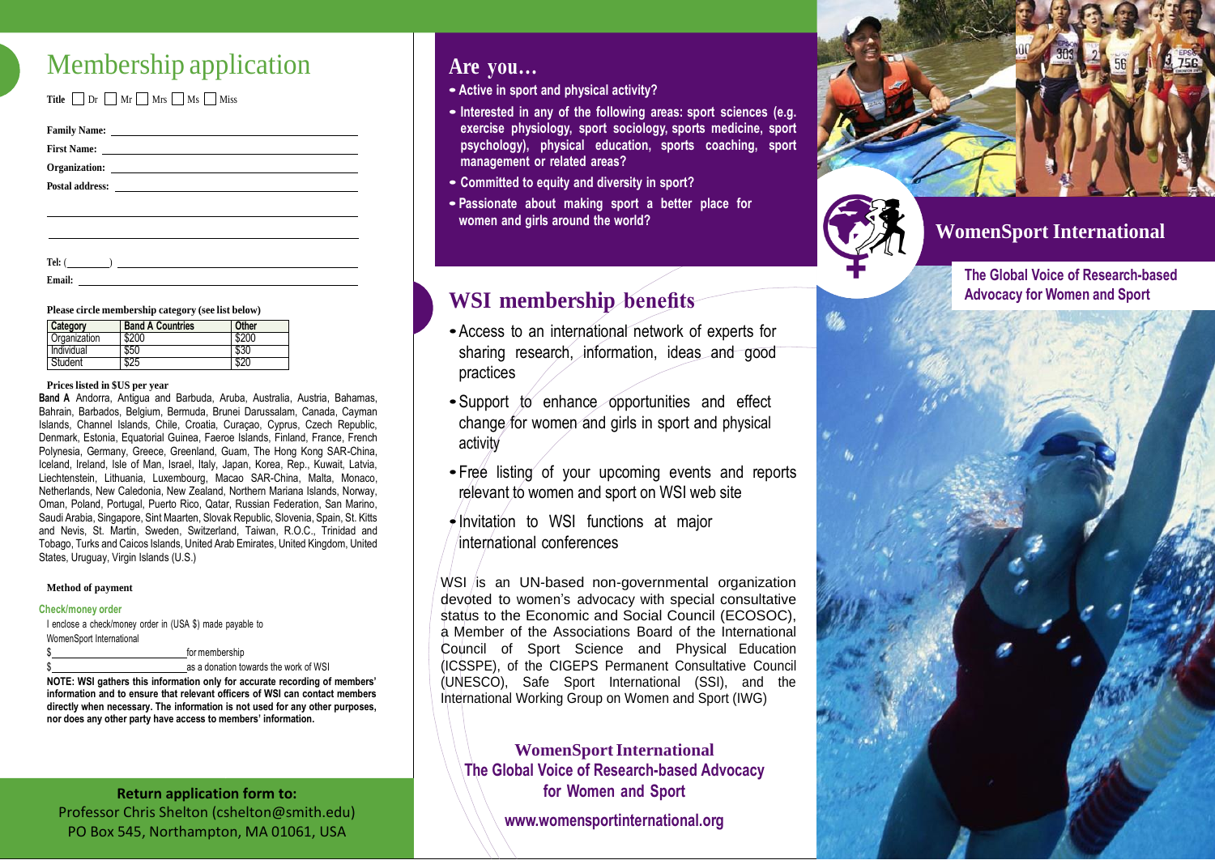# Membership application

**Title** ☐ Dr ☐ Mr ☐ Mrs ☐ Ms ☐ Miss

**Family Name:** ______________________

**First Name:** ______________________

**Organization:** ______________________

**Postal address:** ______________________

______________________

______________________

**Tel:** (________) ______________________

**Email:** ______________________

**Please circle membership category (see list below)**

| Category | Band A Countries | Other |
|---|---|---|
| Organization | $200 | $200 |
| Individual | $50 | $30 |
| Student | $25 | $20 |

**Prices listed in $US per year**

**Band A** Andorra, Antigua and Barbuda, Aruba, Australia, Austria, Bahamas, Bahrain, Barbados, Belgium, Bermuda, Brunei Darussalam, Canada, Cayman Islands, Channel Islands, Chile, Croatia, Curaçao, Cyprus, Czech Republic, Denmark, Estonia, Equatorial Guinea, Faeroe Islands, Finland, France, French Polynesia, Germany, Greece, Greenland, Guam, The Hong Kong SAR-China, Iceland, Ireland, Isle of Man, Israel, Italy, Japan, Korea, Rep., Kuwait, Latvia, Liechtenstein, Lithuania, Luxembourg, Macao SAR-China, Malta, Monaco, Netherlands, New Caledonia, New Zealand, Northern Mariana Islands, Norway, Oman, Poland, Portugal, Puerto Rico, Qatar, Russian Federation, San Marino, Saudi Arabia, Singapore, Sint Maarten, Slovak Republic, Slovenia, Spain, St. Kitts and Nevis, St. Martin, Sweden, Switzerland, Taiwan, R.O.C., Trinidad and Tobago, Turks and Caicos Islands, United Arab Emirates, United Kingdom, United States, Uruguay, Virgin Islands (U.S.)

**Method of payment**

**Check/money order**

I enclose a check/money order in (USA $) made payable to WomenSport International

$______________________ for membership

$______________________ as a donation towards the work of WSI

**NOTE: WSI gathers this information only for accurate recording of members' information and to ensure that relevant officers of WSI can contact members directly when necessary. The information is not used for any other purposes, nor does any other party have access to members' information.**

**Return application form to:**

Professor Chris Shelton (cshelton@smith.edu)
PO Box 545, Northampton, MA 01061, USA

## Are you…

- Active in sport and physical activity?
- Interested in any of the following areas: sport sciences (e.g. exercise physiology, sport sociology, sports medicine, sport psychology), physical education, sports coaching, sport management or related areas?
- Committed to equity and diversity in sport?
- Passionate about making sport a better place for women and girls around the world?

## WSI membership benefits

- Access to an international network of experts for sharing research, information, ideas and good practices
- Support to enhance opportunities and effect change for women and girls in sport and physical activity
- Free listing of your upcoming events and reports relevant to women and sport on WSI web site
- Invitation to WSI functions at major international conferences

WSI is an UN-based non-governmental organization devoted to women's advocacy with special consultative status to the Economic and Social Council (ECOSOC), a Member of the Associations Board of the International Council of Sport Science and Physical Education (ICSSPE), of the CIGEPS Permanent Consultative Council (UNESCO), Safe Sport International (SSI), and the International Working Group on Women and Sport (IWG)

**WomenSport International**
**The Global Voice of Research-based Advocacy for Women and Sport**

**www.womensportinternational.org**

# WomenSport International

**The Global Voice of Research-based Advocacy for Women and Sport**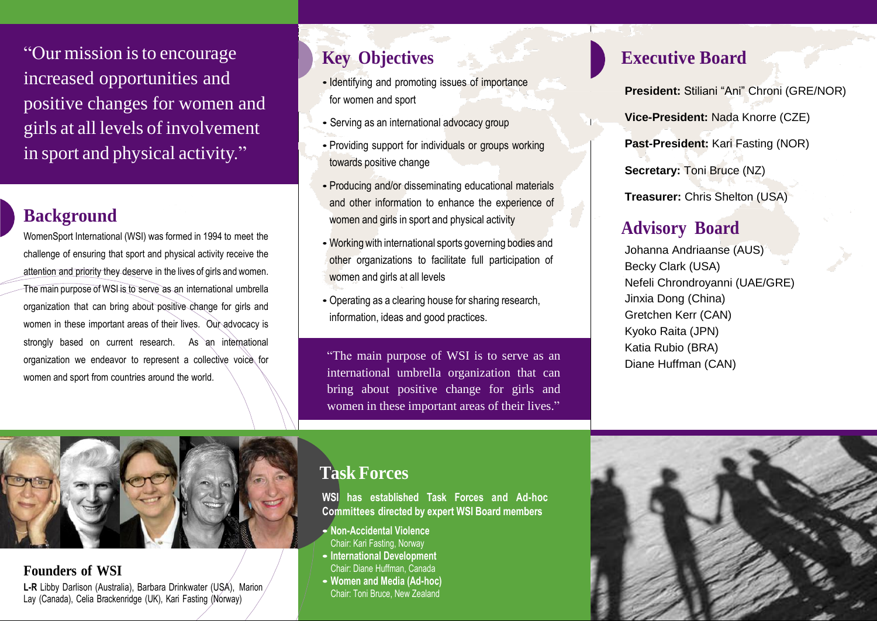"Our mission is to encourage increased opportunities and positive changes for women and girls at all levels of involvement in sport and physical activity."

## Background

WomenSport International (WSI) was formed in 1994 to meet the challenge of ensuring that sport and physical activity receive the attention and priority they deserve in the lives of girls and women. The main purpose of WSI is to serve as an international umbrella organization that can bring about positive change for girls and women in these important areas of their lives. Our advocacy is strongly based on current research. As an international organization we endeavor to represent a collective voice for women and sport from countries around the world.

### Founders of WSI

**L-R** Libby Darlison (Australia), Barbara Drinkwater (USA), Marion Lay (Canada), Celia Brackenridge (UK), Kari Fasting (Norway)

## Key Objectives

- Identifying and promoting issues of importance for women and sport
- Serving as an international advocacy group
- Providing support for individuals or groups working towards positive change
- Producing and/or disseminating educational materials and other information to enhance the experience of women and girls in sport and physical activity
- Working with international sports governing bodies and other organizations to facilitate full participation of women and girls at all levels
- Operating as a clearing house for sharing research, information, ideas and good practices.

"The main purpose of WSI is to serve as an international umbrella organization that can bring about positive change for girls and women in these important areas of their lives."

## Task Forces

**WSI has established Task Forces and Ad-hoc Committees directed by expert WSI Board members**

- **Non-Accidental Violence**
  Chair: Kari Fasting, Norway
- **International Development**
  Chair: Diane Huffman, Canada
- **Women and Media (Ad-hoc)**
  Chair: Toni Bruce, New Zealand

## Executive Board

**President:** Stiliani "Ani" Chroni (GRE/NOR)

**Vice-President:** Nada Knorre (CZE)

**Past-President:** Kari Fasting (NOR)

**Secretary:** Toni Bruce (NZ)

**Treasurer:** Chris Shelton (USA)

## Advisory Board

Johanna Andriaanse (AUS)
Becky Clark (USA)
Nefeli Chrondroyanni (UAE/GRE)
Jinxia Dong (China)
Gretchen Kerr (CAN)
Kyoko Raita (JPN)
Katia Rubio (BRA)
Diane Huffman (CAN)